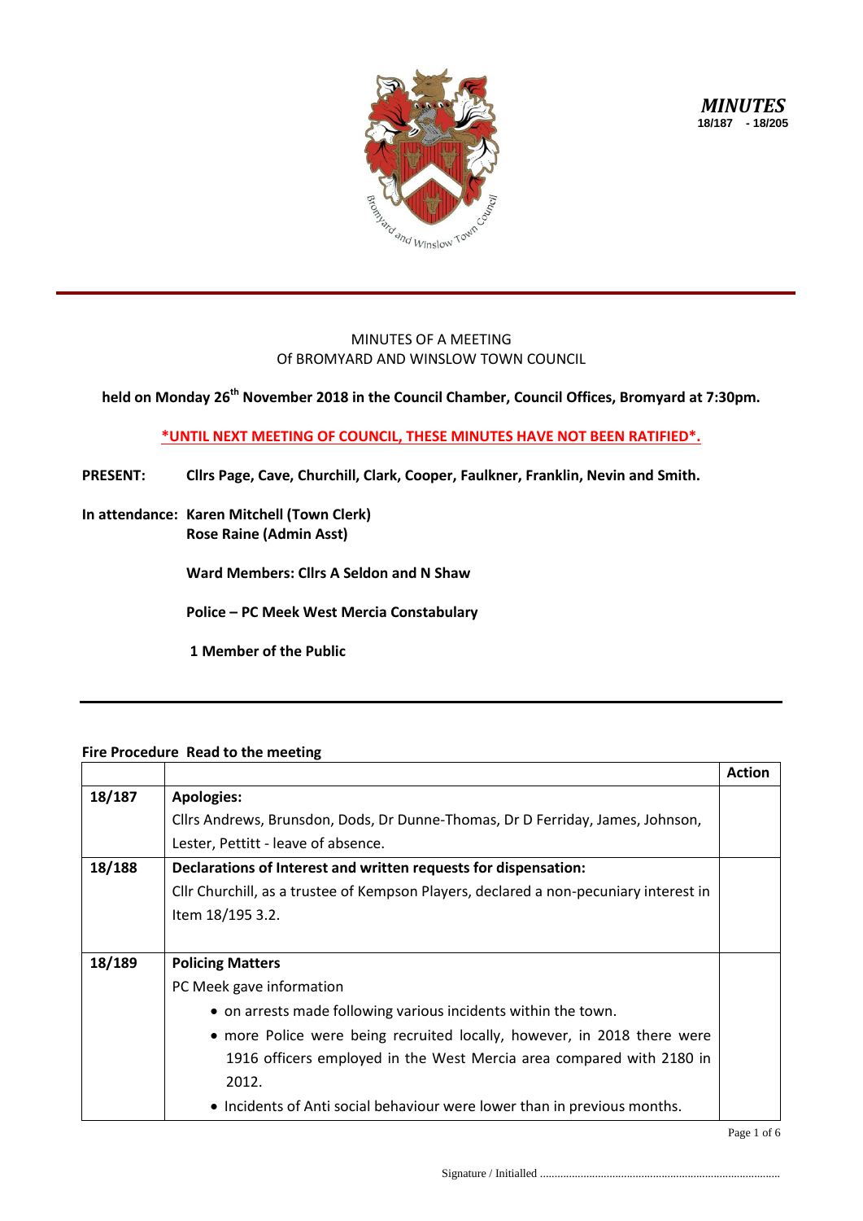*MINUTES*
**18/187 - 18/205**

MINUTES OF A MEETING
Of BROMYARD AND WINSLOW TOWN COUNCIL

**held on Monday 26th November 2018 in the Council Chamber, Council Offices, Bromyard at 7:30pm.**

**\*UNTIL NEXT MEETING OF COUNCIL, THESE MINUTES HAVE NOT BEEN RATIFIED\*.**

**PRESENT:** **Cllrs Page, Cave, Churchill, Clark, Cooper, Faulkner, Franklin, Nevin and Smith.**

**In attendance:** **Karen Mitchell (Town Clerk)**
**Rose Raine (Admin Asst)**

**Ward Members: Cllrs A Seldon and N Shaw**

**Police – PC Meek West Mercia Constabulary**

**1 Member of the Public**

**Fire Procedure Read to the meeting**

| | | **Action** |
|---|---|---|
| **18/187** | **Apologies:**<br>Cllrs Andrews, Brunsdon, Dods, Dr Dunne-Thomas, Dr D Ferriday, James, Johnson, Lester, Pettitt - leave of absence. | |
| **18/188** | **Declarations of Interest and written requests for dispensation:**<br>Cllr Churchill, as a trustee of Kempson Players, declared a non-pecuniary interest in Item 18/195 3.2. | |
| **18/189** | **Policing Matters**<br>PC Meek gave information<br>• on arrests made following various incidents within the town.<br>• more Police were being recruited locally, however, in 2018 there were 1916 officers employed in the West Mercia area compared with 2180 in 2012.<br>• Incidents of Anti social behaviour were lower than in previous months. | |

Signature / Initialled ..................................................................................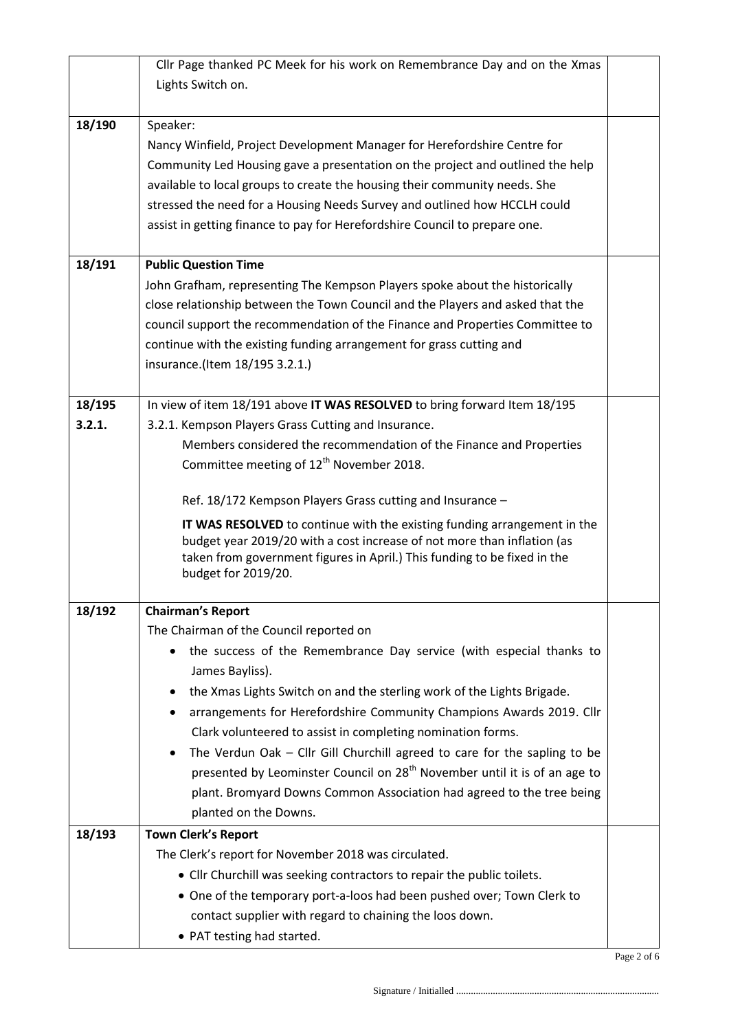| | | |
|---|---|---|
| | Cllr Page thanked PC Meek for his work on Remembrance Day and on the Xmas Lights Switch on. | |
| 18/190 | Speaker:<br>Nancy Winfield, Project Development Manager for Herefordshire Centre for Community Led Housing gave a presentation on the project and outlined the help available to local groups to create the housing their community needs. She stressed the need for a Housing Needs Survey and outlined how HCCLH could assist in getting finance to pay for Herefordshire Council to prepare one. | |
| 18/191 | **Public Question Time**<br>John Grafham, representing The Kempson Players spoke about the historically close relationship between the Town Council and the Players and asked that the council support the recommendation of the Finance and Properties Committee to continue with the existing funding arrangement for grass cutting and insurance.(Item 18/195 3.2.1.) | |
| 18/195 3.2.1. | In view of item 18/191 above **IT WAS RESOLVED** to bring forward Item 18/195 3.2.1. Kempson Players Grass Cutting and Insurance.<br>Members considered the recommendation of the Finance and Properties Committee meeting of 12th November 2018.<br>Ref. 18/172 Kempson Players Grass cutting and Insurance –<br>**IT WAS RESOLVED** to continue with the existing funding arrangement in the budget year 2019/20 with a cost increase of not more than inflation (as taken from government figures in April.) This funding to be fixed in the budget for 2019/20. | |
| 18/192 | **Chairman's Report**<br>The Chairman of the Council reported on<br>• the success of the Remembrance Day service (with especial thanks to James Bayliss).<br>• the Xmas Lights Switch on and the sterling work of the Lights Brigade.<br>• arrangements for Herefordshire Community Champions Awards 2019. Cllr Clark volunteered to assist in completing nomination forms.<br>• The Verdun Oak – Cllr Gill Churchill agreed to care for the sapling to be presented by Leominster Council on 28th November until it is of an age to plant. Bromyard Downs Common Association had agreed to the tree being planted on the Downs. | |
| 18/193 | **Town Clerk's Report**<br>The Clerk's report for November 2018 was circulated.<br>• Cllr Churchill was seeking contractors to repair the public toilets.<br>• One of the temporary port-a-loos had been pushed over; Town Clerk to contact supplier with regard to chaining the loos down.<br>• PAT testing had started. | |

Signature / Initialled ..................................................................................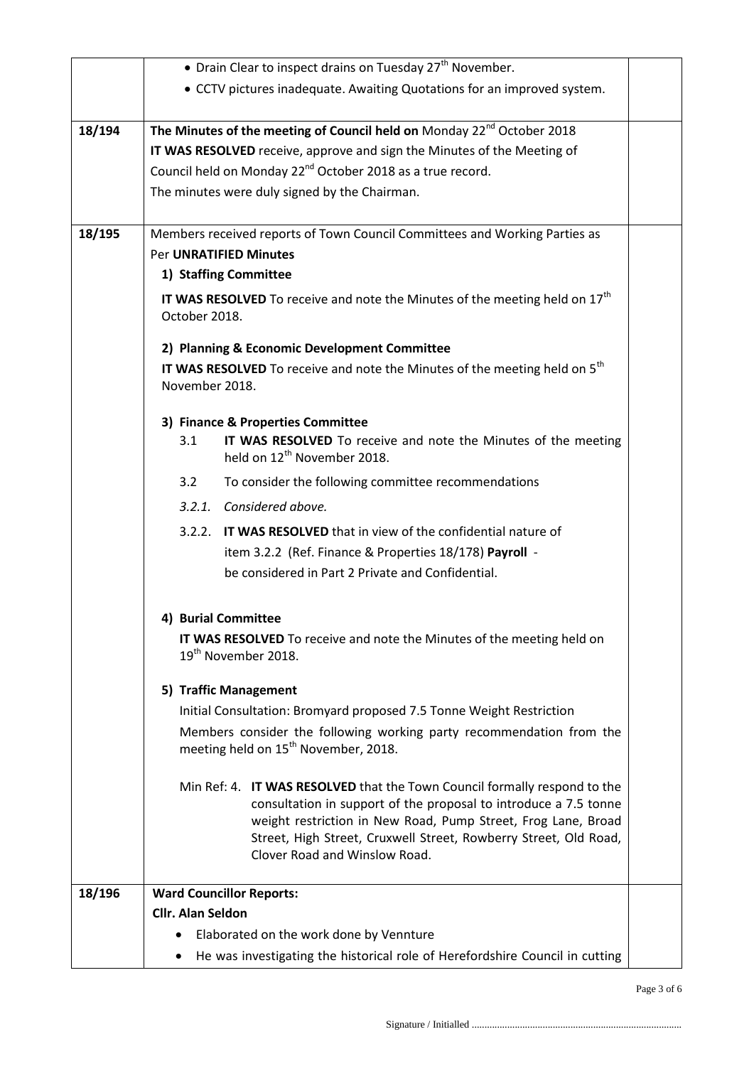| | | |
|---|---|---|
| | • Drain Clear to inspect drains on Tuesday 27th November.<br>• CCTV pictures inadequate. Awaiting Quotations for an improved system. | |
| 18/194 | **The Minutes of the meeting of Council held on** Monday 22nd October 2018<br>**IT WAS RESOLVED** receive, approve and sign the Minutes of the Meeting of Council held on Monday 22nd October 2018 as a true record.<br>The minutes were duly signed by the Chairman. | |
| 18/195 | Members received reports of Town Council Committees and Working Parties as Per **UNRATIFIED Minutes**<br>**1) Staffing Committee**<br>**IT WAS RESOLVED** To receive and note the Minutes of the meeting held on 17th October 2018.<br>**2) Planning & Economic Development Committee**<br>**IT WAS RESOLVED** To receive and note the Minutes of the meeting held on 5th November 2018.<br>**3) Finance & Properties Committee**<br>3.1 **IT WAS RESOLVED** To receive and note the Minutes of the meeting held on 12th November 2018.<br>3.2 To consider the following committee recommendations<br>*3.2.1. Considered above.*<br>3.2.2. **IT WAS RESOLVED** that in view of the confidential nature of item 3.2.2 (Ref. Finance & Properties 18/178) **Payroll** - be considered in Part 2 Private and Confidential.<br>**4) Burial Committee**<br>**IT WAS RESOLVED** To receive and note the Minutes of the meeting held on 19th November 2018.<br>**5) Traffic Management**<br>Initial Consultation: Bromyard proposed 7.5 Tonne Weight Restriction<br>Members consider the following working party recommendation from the meeting held on 15th November, 2018.<br>Min Ref: 4. **IT WAS RESOLVED** that the Town Council formally respond to the consultation in support of the proposal to introduce a 7.5 tonne weight restriction in New Road, Pump Street, Frog Lane, Broad Street, High Street, Cruxwell Street, Rowberry Street, Old Road, Clover Road and Winslow Road. | |
| 18/196 | **Ward Councillor Reports:**<br>**Cllr. Alan Seldon**<br>• Elaborated on the work done by Vennture<br>• He was investigating the historical role of Herefordshire Council in cutting | |

Signature / Initialled ..................................................................................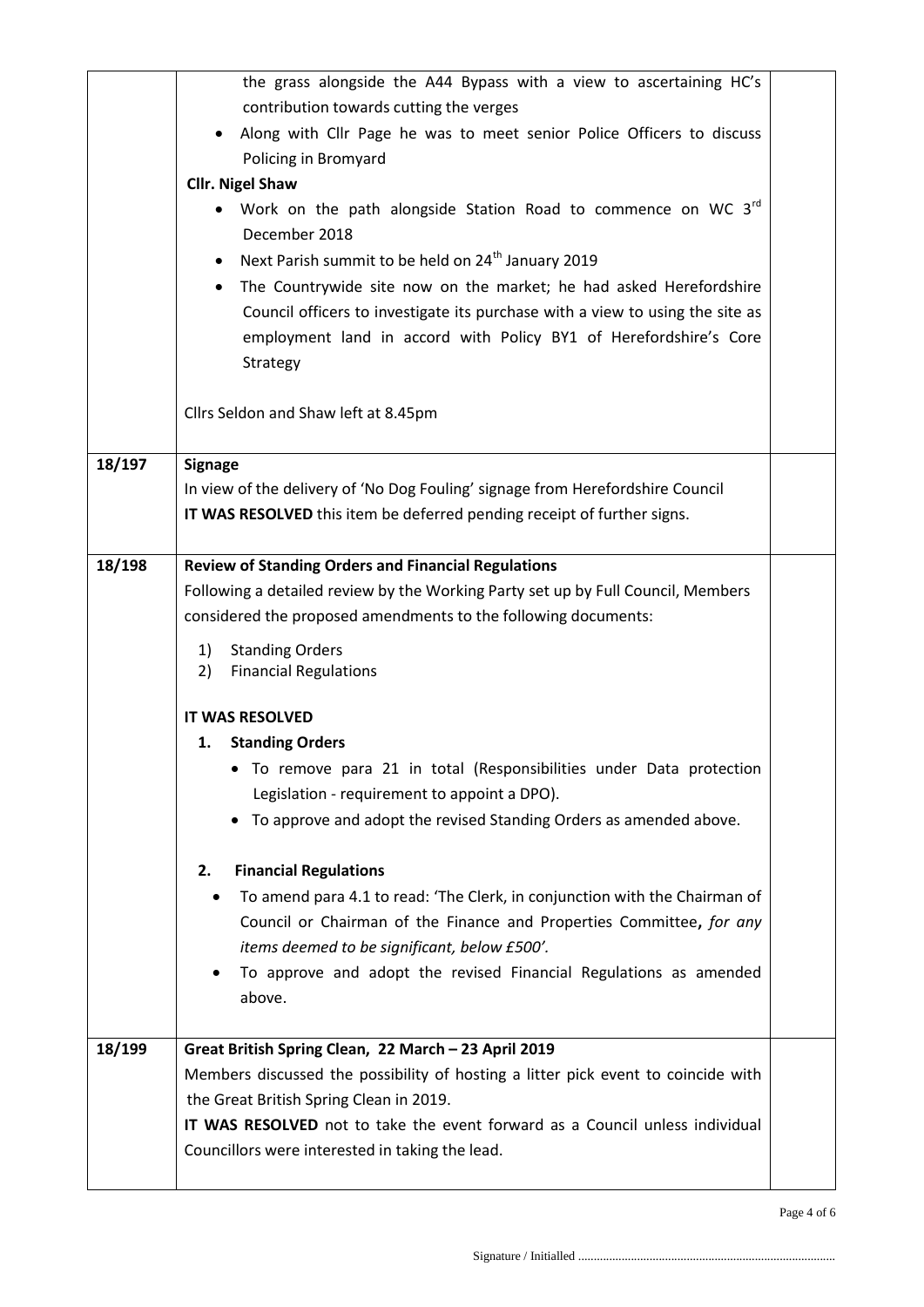| | | |
|---|---|---|
| | the grass alongside the A44 Bypass with a view to ascertaining HC's contribution towards cutting the verges<br>• Along with Cllr Page he was to meet senior Police Officers to discuss Policing in Bromyard<br>**Cllr. Nigel Shaw**<br>• Work on the path alongside Station Road to commence on WC 3rd December 2018<br>• Next Parish summit to be held on 24th January 2019<br>• The Countrywide site now on the market; he had asked Herefordshire Council officers to investigate its purchase with a view to using the site as employment land in accord with Policy BY1 of Herefordshire's Core Strategy<br><br>Cllrs Seldon and Shaw left at 8.45pm | |
| **18/197** | **Signage**<br>In view of the delivery of 'No Dog Fouling' signage from Herefordshire Council<br>**IT WAS RESOLVED** this item be deferred pending receipt of further signs. | |
| **18/198** | **Review of Standing Orders and Financial Regulations**<br>Following a detailed review by the Working Party set up by Full Council, Members considered the proposed amendments to the following documents:<br>1) Standing Orders<br>2) Financial Regulations<br><br>**IT WAS RESOLVED**<br>**1. Standing Orders**<br>• To remove para 21 in total (Responsibilities under Data protection Legislation - requirement to appoint a DPO).<br>• To approve and adopt the revised Standing Orders as amended above.<br><br>**2. Financial Regulations**<br>• To amend para 4.1 to read: 'The Clerk, in conjunction with the Chairman of Council or Chairman of the Finance and Properties Committee**,** *for any items deemed to be significant, below £500'.*<br>• To approve and adopt the revised Financial Regulations as amended above. | |
| **18/199** | **Great British Spring Clean, 22 March – 23 April 2019**<br>Members discussed the possibility of hosting a litter pick event to coincide with the Great British Spring Clean in 2019.<br>**IT WAS RESOLVED** not to take the event forward as a Council unless individual Councillors were interested in taking the lead. | |

Signature / Initialled ..................................................................................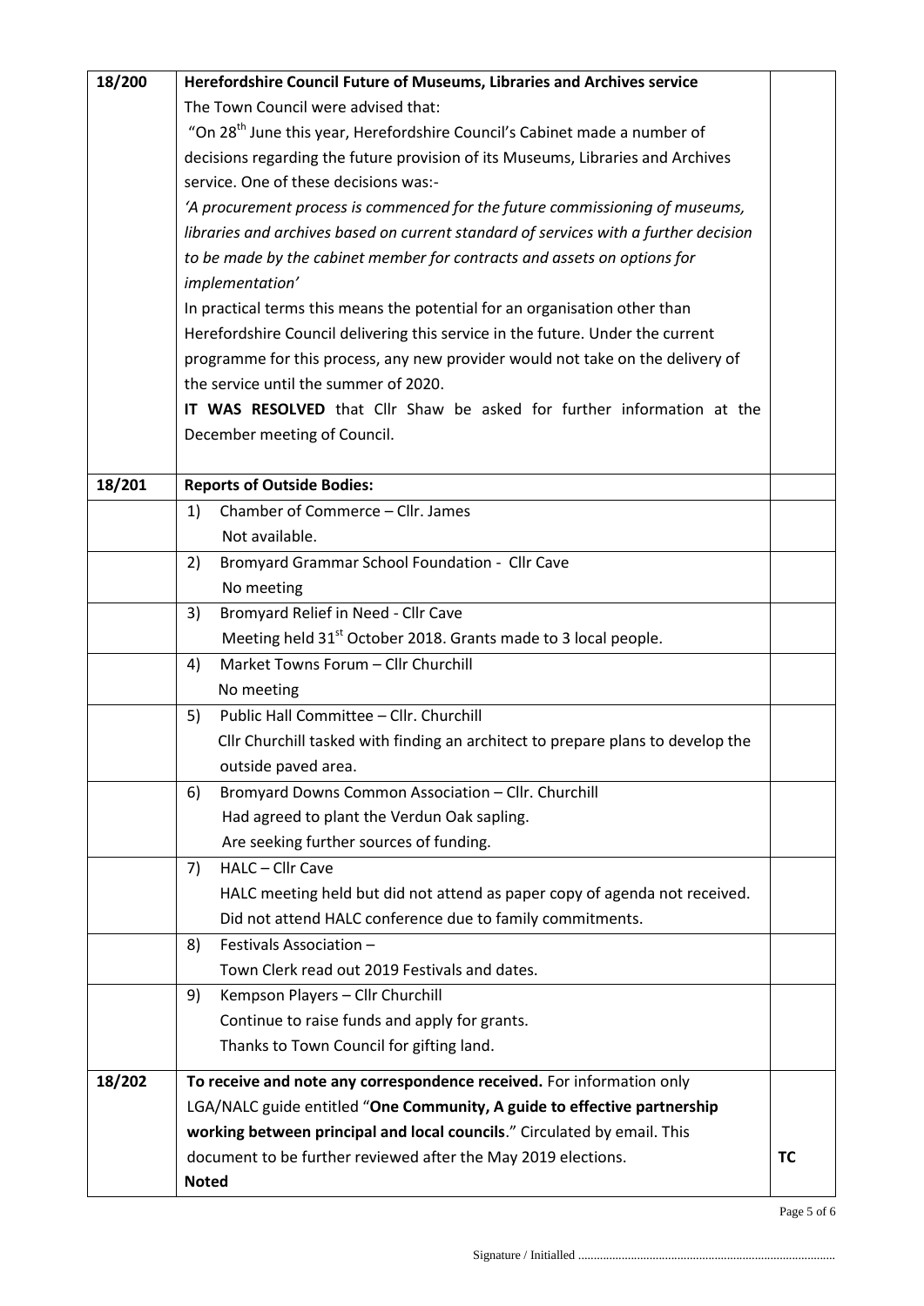| | | |
|---|---|---|
| 18/200 | **Herefordshire Council Future of Museums, Libraries and Archives service**<br>The Town Council were advised that:<br>"On 28th June this year, Herefordshire Council's Cabinet made a number of decisions regarding the future provision of its Museums, Libraries and Archives service. One of these decisions was:-<br>*'A procurement process is commenced for the future commissioning of museums, libraries and archives based on current standard of services with a further decision to be made by the cabinet member for contracts and assets on options for implementation'*<br>In practical terms this means the potential for an organisation other than Herefordshire Council delivering this service in the future. Under the current programme for this process, any new provider would not take on the delivery of the service until the summer of 2020.<br>**IT WAS RESOLVED** that Cllr Shaw be asked for further information at the December meeting of Council. | |
| 18/201 | **Reports of Outside Bodies:** | |
| | 1) Chamber of Commerce – Cllr. James<br>Not available. | |
| | 2) Bromyard Grammar School Foundation - Cllr Cave<br>No meeting | |
| | 3) Bromyard Relief in Need - Cllr Cave<br>Meeting held 31st October 2018. Grants made to 3 local people. | |
| | 4) Market Towns Forum – Cllr Churchill<br>No meeting | |
| | 5) Public Hall Committee – Cllr. Churchill<br>Cllr Churchill tasked with finding an architect to prepare plans to develop the outside paved area. | |
| | 6) Bromyard Downs Common Association – Cllr. Churchill<br>Had agreed to plant the Verdun Oak sapling.<br>Are seeking further sources of funding. | |
| | 7) HALC – Cllr Cave<br>HALC meeting held but did not attend as paper copy of agenda not received.<br>Did not attend HALC conference due to family commitments. | |
| | 8) Festivals Association –<br>Town Clerk read out 2019 Festivals and dates. | |
| | 9) Kempson Players – Cllr Churchill<br>Continue to raise funds and apply for grants.<br>Thanks to Town Council for gifting land. | |
| 18/202 | **To receive and note any correspondence received.** For information only<br>LGA/NALC guide entitled "**One Community, A guide to effective partnership working between principal and local councils**." Circulated by email. This document to be further reviewed after the May 2019 elections.<br>**Noted** | **TC** |

Signature / Initialled ..................................................................................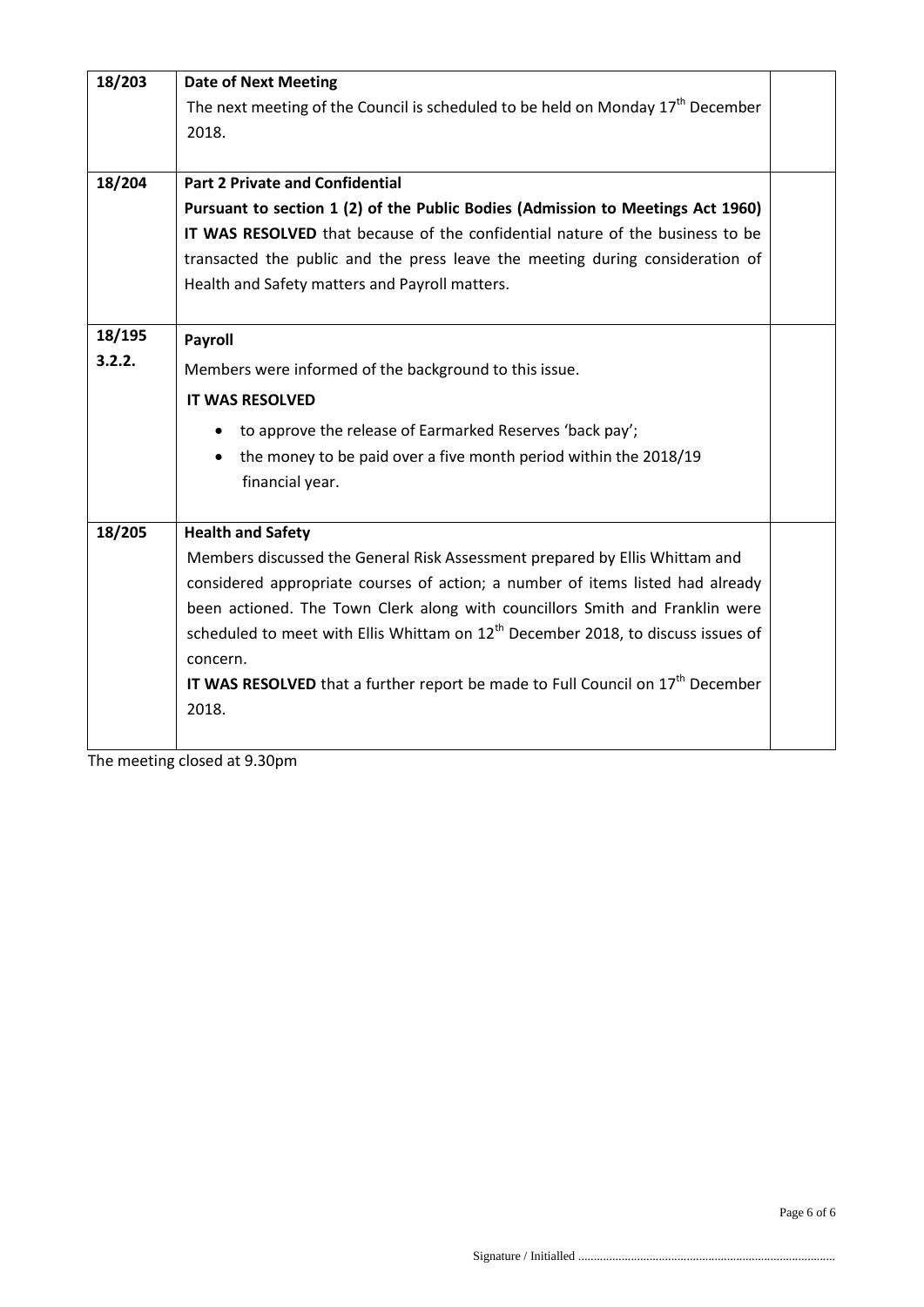| | | |
|---|---|---|
| 18/203 | **Date of Next Meeting**<br>The next meeting of the Council is scheduled to be held on Monday 17th December 2018. | |
| 18/204 | **Part 2 Private and Confidential**<br>**Pursuant to section 1 (2) of the Public Bodies (Admission to Meetings Act 1960)**<br>**IT WAS RESOLVED** that because of the confidential nature of the business to be transacted the public and the press leave the meeting during consideration of Health and Safety matters and Payroll matters. | |
| 18/195 3.2.2. | **Payroll**<br>Members were informed of the background to this issue.<br>**IT WAS RESOLVED**<br>• to approve the release of Earmarked Reserves 'back pay';<br>• the money to be paid over a five month period within the 2018/19 financial year. | |
| 18/205 | **Health and Safety**<br>Members discussed the General Risk Assessment prepared by Ellis Whittam and considered appropriate courses of action; a number of items listed had already been actioned. The Town Clerk along with councillors Smith and Franklin were scheduled to meet with Ellis Whittam on 12th December 2018, to discuss issues of concern.<br>**IT WAS RESOLVED** that a further report be made to Full Council on 17th December 2018. | |

The meeting closed at 9.30pm

Signature / Initialled ..................................................................................